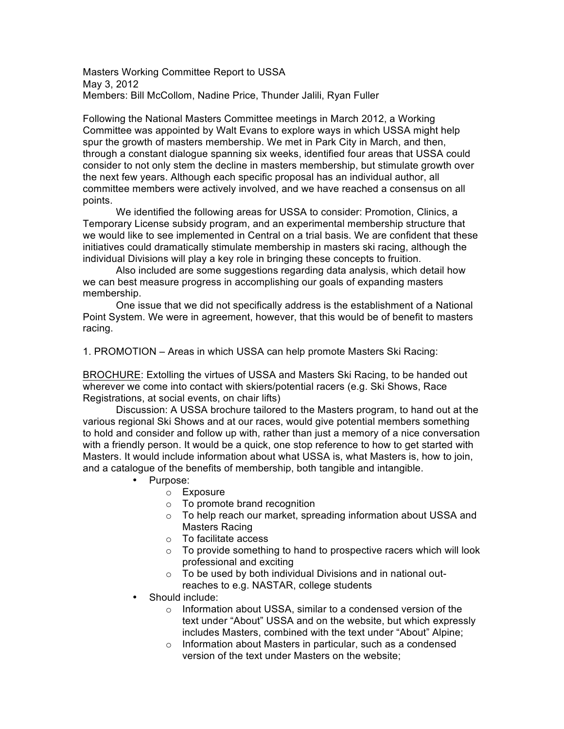Masters Working Committee Report to USSA
May 3, 2012
Members: Bill McCollom, Nadine Price, Thunder Jalili, Ryan Fuller

Following the National Masters Committee meetings in March 2012, a Working Committee was appointed by Walt Evans to explore ways in which USSA might help spur the growth of masters membership. We met in Park City in March, and then, through a constant dialogue spanning six weeks, identified four areas that USSA could consider to not only stem the decline in masters membership, but stimulate growth over the next few years. Although each specific proposal has an individual author, all committee members were actively involved, and we have reached a consensus on all points.

We identified the following areas for USSA to consider: Promotion, Clinics, a Temporary License subsidy program, and an experimental membership structure that we would like to see implemented in Central on a trial basis. We are confident that these initiatives could dramatically stimulate membership in masters ski racing, although the individual Divisions will play a key role in bringing these concepts to fruition.

Also included are some suggestions regarding data analysis, which detail how we can best measure progress in accomplishing our goals of expanding masters membership.

One issue that we did not specifically address is the establishment of a National Point System. We were in agreement, however, that this would be of benefit to masters racing.

1. PROMOTION – Areas in which USSA can help promote Masters Ski Racing:

<u>BROCHURE</u>: Extolling the virtues of USSA and Masters Ski Racing, to be handed out wherever we come into contact with skiers/potential racers (e.g. Ski Shows, Race Registrations, at social events, on chair lifts)

Discussion: A USSA brochure tailored to the Masters program, to hand out at the various regional Ski Shows and at our races, would give potential members something to hold and consider and follow up with, rather than just a memory of a nice conversation with a friendly person. It would be a quick, one stop reference to how to get started with Masters. It would include information about what USSA is, what Masters is, how to join, and a catalogue of the benefits of membership, both tangible and intangible.

- Purpose:
  - Exposure
  - To promote brand recognition
  - To help reach our market, spreading information about USSA and Masters Racing
  - To facilitate access
  - To provide something to hand to prospective racers which will look professional and exciting
  - To be used by both individual Divisions and in national out-reaches to e.g. NASTAR, college students
- Should include:
  - Information about USSA, similar to a condensed version of the text under "About" USSA and on the website, but which expressly includes Masters, combined with the text under "About" Alpine;
  - Information about Masters in particular, such as a condensed version of the text under Masters on the website;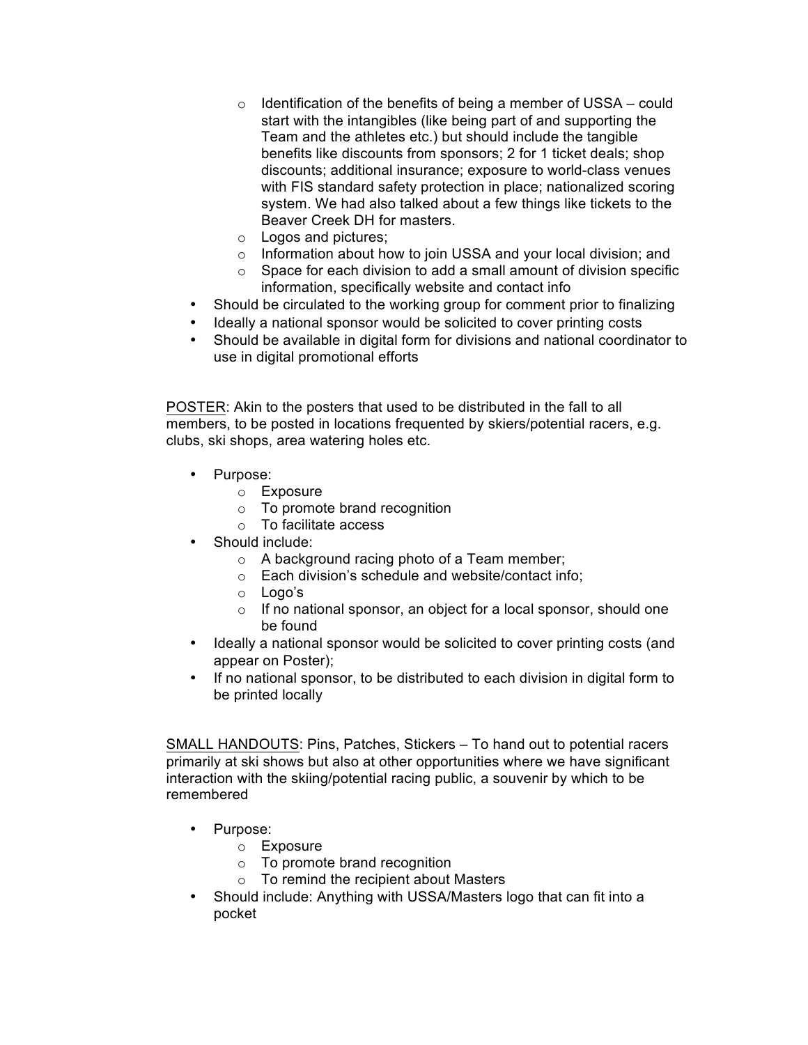- Identification of the benefits of being a member of USSA – could start with the intangibles (like being part of and supporting the Team and the athletes etc.) but should include the tangible benefits like discounts from sponsors; 2 for 1 ticket deals; shop discounts; additional insurance; exposure to world-class venues with FIS standard safety protection in place; nationalized scoring system. We had also talked about a few things like tickets to the Beaver Creek DH for masters.
  - Logos and pictures;
  - Information about how to join USSA and your local division; and
  - Space for each division to add a small amount of division specific information, specifically website and contact info
- Should be circulated to the working group for comment prior to finalizing
- Ideally a national sponsor would be solicited to cover printing costs
- Should be available in digital form for divisions and national coordinator to use in digital promotional efforts

<u>POSTER</u>: Akin to the posters that used to be distributed in the fall to all members, to be posted in locations frequented by skiers/potential racers, e.g. clubs, ski shops, area watering holes etc.

- Purpose:
  - Exposure
  - To promote brand recognition
  - To facilitate access
- Should include:
  - A background racing photo of a Team member;
  - Each division's schedule and website/contact info;
  - Logo's
  - If no national sponsor, an object for a local sponsor, should one be found
- Ideally a national sponsor would be solicited to cover printing costs (and appear on Poster);
- If no national sponsor, to be distributed to each division in digital form to be printed locally

<u>SMALL HANDOUTS</u>: Pins, Patches, Stickers – To hand out to potential racers primarily at ski shows but also at other opportunities where we have significant interaction with the skiing/potential racing public, a souvenir by which to be remembered

- Purpose:
  - Exposure
  - To promote brand recognition
  - To remind the recipient about Masters
- Should include: Anything with USSA/Masters logo that can fit into a pocket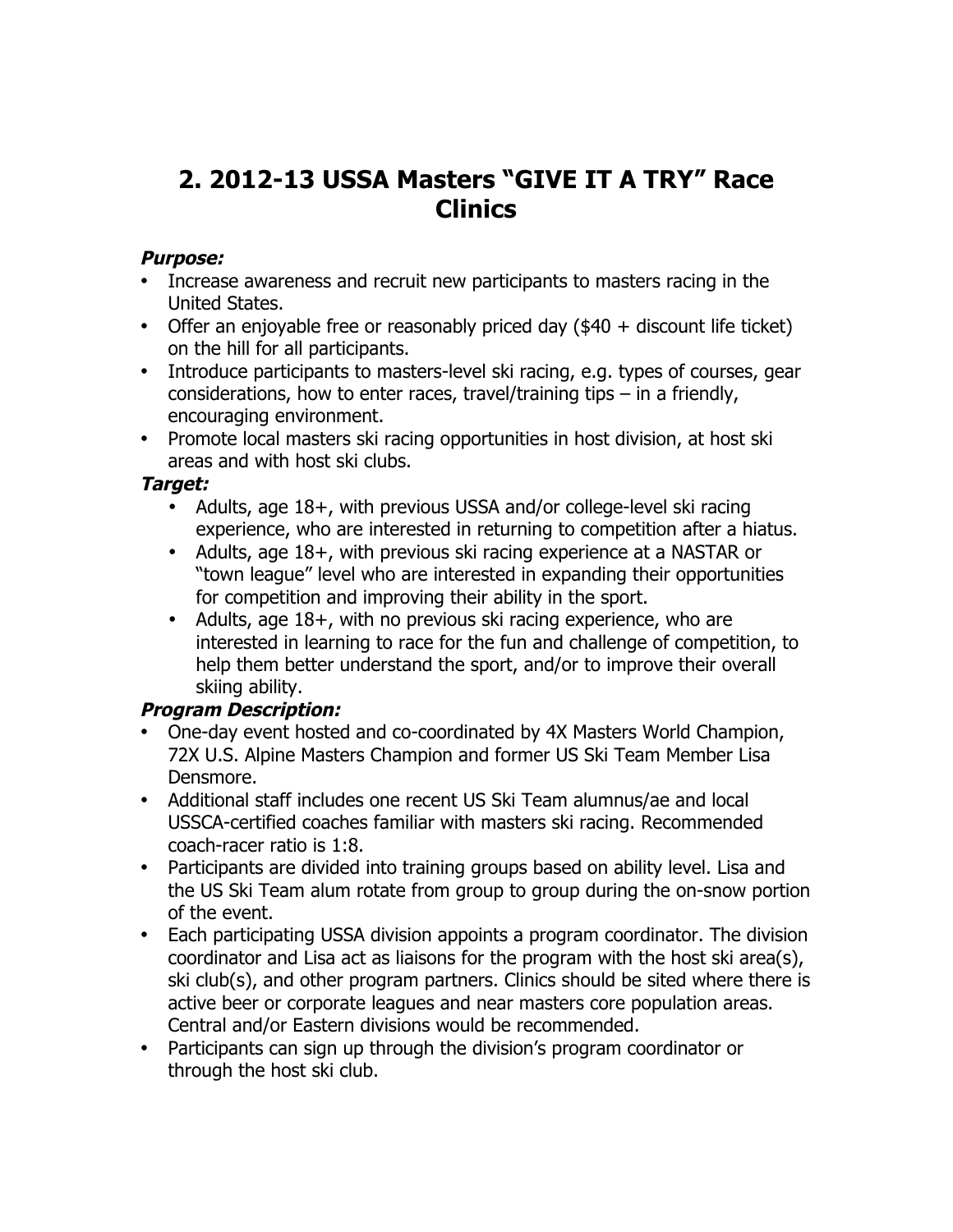## 2. 2012-13 USSA Masters "GIVE IT A TRY" Race Clinics

***Purpose:***

- Increase awareness and recruit new participants to masters racing in the United States.
- Offer an enjoyable free or reasonably priced day ($40 + discount life ticket) on the hill for all participants.
- Introduce participants to masters-level ski racing, e.g. types of courses, gear considerations, how to enter races, travel/training tips – in a friendly, encouraging environment.
- Promote local masters ski racing opportunities in host division, at host ski areas and with host ski clubs.

***Target:***

- Adults, age 18+, with previous USSA and/or college-level ski racing experience, who are interested in returning to competition after a hiatus.
- Adults, age 18+, with previous ski racing experience at a NASTAR or "town league" level who are interested in expanding their opportunities for competition and improving their ability in the sport.
- Adults, age 18+, with no previous ski racing experience, who are interested in learning to race for the fun and challenge of competition, to help them better understand the sport, and/or to improve their overall skiing ability.

***Program Description:***

- One-day event hosted and co-coordinated by 4X Masters World Champion, 72X U.S. Alpine Masters Champion and former US Ski Team Member Lisa Densmore.
- Additional staff includes one recent US Ski Team alumnus/ae and local USSCA-certified coaches familiar with masters ski racing. Recommended coach-racer ratio is 1:8.
- Participants are divided into training groups based on ability level. Lisa and the US Ski Team alum rotate from group to group during the on-snow portion of the event.
- Each participating USSA division appoints a program coordinator. The division coordinator and Lisa act as liaisons for the program with the host ski area(s), ski club(s), and other program partners. Clinics should be sited where there is active beer or corporate leagues and near masters core population areas. Central and/or Eastern divisions would be recommended.
- Participants can sign up through the division's program coordinator or through the host ski club.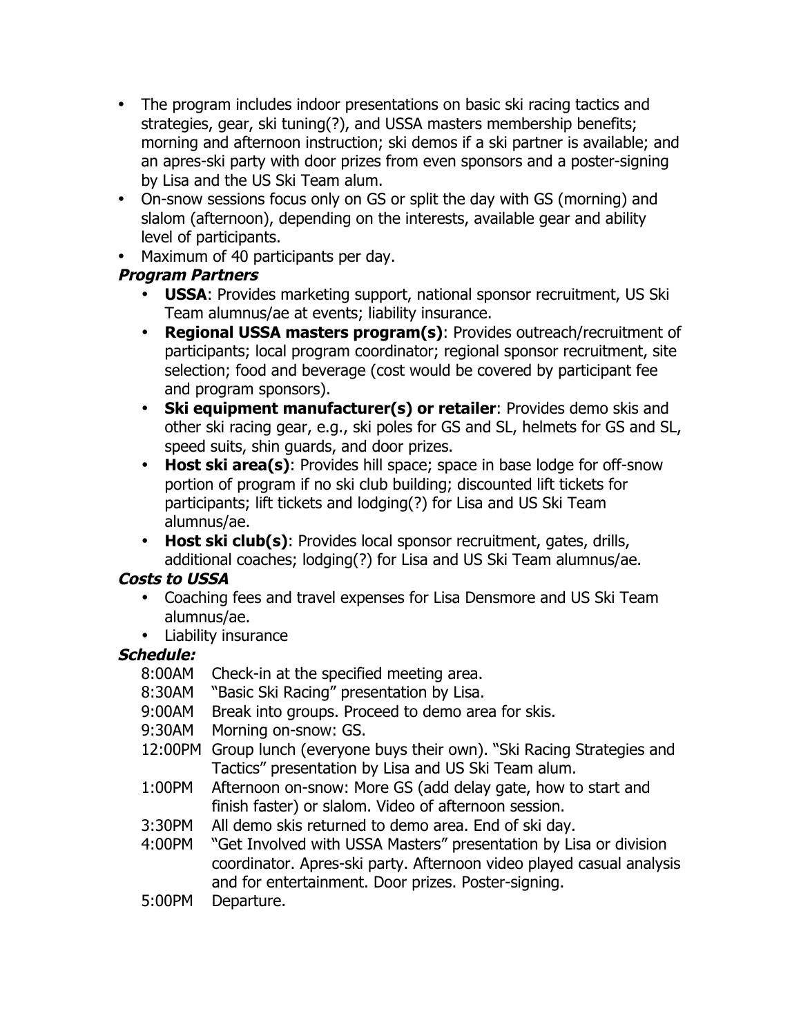- The program includes indoor presentations on basic ski racing tactics and strategies, gear, ski tuning(?), and USSA masters membership benefits; morning and afternoon instruction; ski demos if a ski partner is available; and an apres-ski party with door prizes from even sponsors and a poster-signing by Lisa and the US Ski Team alum.
- On-snow sessions focus only on GS or split the day with GS (morning) and slalom (afternoon), depending on the interests, available gear and ability level of participants.
- Maximum of 40 participants per day.

***Program Partners***

- **USSA**: Provides marketing support, national sponsor recruitment, US Ski Team alumnus/ae at events; liability insurance.
- **Regional USSA masters program(s)**: Provides outreach/recruitment of participants; local program coordinator; regional sponsor recruitment, site selection; food and beverage (cost would be covered by participant fee and program sponsors).
- **Ski equipment manufacturer(s) or retailer**: Provides demo skis and other ski racing gear, e.g., ski poles for GS and SL, helmets for GS and SL, speed suits, shin guards, and door prizes.
- **Host ski area(s)**: Provides hill space; space in base lodge for off-snow portion of program if no ski club building; discounted lift tickets for participants; lift tickets and lodging(?) for Lisa and US Ski Team alumnus/ae.
- **Host ski club(s)**: Provides local sponsor recruitment, gates, drills, additional coaches; lodging(?) for Lisa and US Ski Team alumnus/ae.

***Costs to USSA***

- Coaching fees and travel expenses for Lisa Densmore and US Ski Team alumnus/ae.
- Liability insurance

***Schedule:***

8:00AM Check-in at the specified meeting area.

8:30AM "Basic Ski Racing" presentation by Lisa.

9:00AM Break into groups. Proceed to demo area for skis.

9:30AM Morning on-snow: GS.

12:00PM Group lunch (everyone buys their own). "Ski Racing Strategies and Tactics" presentation by Lisa and US Ski Team alum.

1:00PM Afternoon on-snow: More GS (add delay gate, how to start and finish faster) or slalom. Video of afternoon session.

3:30PM All demo skis returned to demo area. End of ski day.

4:00PM "Get Involved with USSA Masters" presentation by Lisa or division coordinator. Apres-ski party. Afternoon video played casual analysis and for entertainment. Door prizes. Poster-signing.

5:00PM Departure.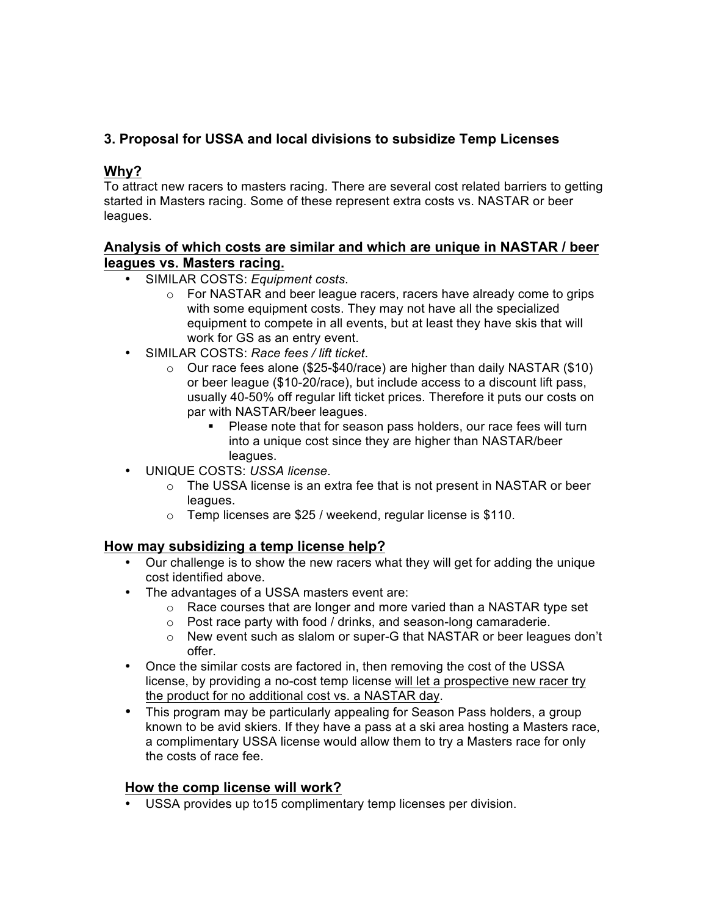### 3. Proposal for USSA and local divisions to subsidize Temp Licenses

**<u>Why?</u>**

To attract new racers to masters racing. There are several cost related barriers to getting started in Masters racing. Some of these represent extra costs vs. NASTAR or beer leagues.

#### <u>Analysis of which costs are similar and which are unique in NASTAR / beer leagues vs. Masters racing.</u>

- SIMILAR COSTS: *Equipment costs*.
    - For NASTAR and beer league racers, racers have already come to grips with some equipment costs. They may not have all the specialized equipment to compete in all events, but at least they have skis that will work for GS as an entry event.
- SIMILAR COSTS: *Race fees / lift ticket*.
    - Our race fees alone ($25-$40/race) are higher than daily NASTAR ($10) or beer league ($10-20/race), but include access to a discount lift pass, usually 40-50% off regular lift ticket prices. Therefore it puts our costs on par with NASTAR/beer leagues.
        - Please note that for season pass holders, our race fees will turn into a unique cost since they are higher than NASTAR/beer leagues.
- UNIQUE COSTS: *USSA license*.
    - The USSA license is an extra fee that is not present in NASTAR or beer leagues.
    - Temp licenses are $25 / weekend, regular license is $110.

#### <u>How may subsidizing a temp license help?</u>

- Our challenge is to show the new racers what they will get for adding the unique cost identified above.
- The advantages of a USSA masters event are:
    - Race courses that are longer and more varied than a NASTAR type set
    - Post race party with food / drinks, and season-long camaraderie.
    - New event such as slalom or super-G that NASTAR or beer leagues don't offer.
- Once the similar costs are factored in, then removing the cost of the USSA license, by providing a no-cost temp license <u>will let a prospective new racer try the product for no additional cost vs. a NASTAR day</u>.
- This program may be particularly appealing for Season Pass holders, a group known to be avid skiers. If they have a pass at a ski area hosting a Masters race, a complimentary USSA license would allow them to try a Masters race for only the costs of race fee.

#### <u>How the comp license will work?</u>

- USSA provides up to15 complimentary temp licenses per division.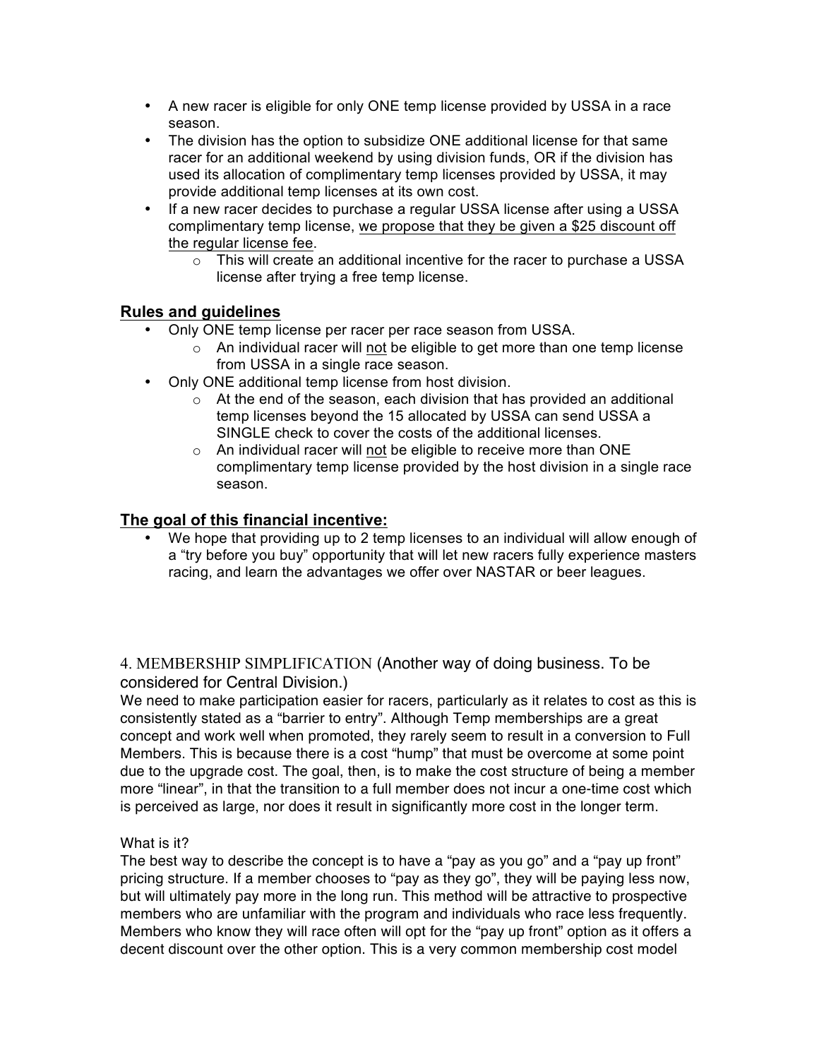- A new racer is eligible for only ONE temp license provided by USSA in a race season.
- The division has the option to subsidize ONE additional license for that same racer for an additional weekend by using division funds, OR if the division has used its allocation of complimentary temp licenses provided by USSA, it may provide additional temp licenses at its own cost.
- If a new racer decides to purchase a regular USSA license after using a USSA complimentary temp license, <u>we propose that they be given a $25 discount off the regular license fee</u>.
  - This will create an additional incentive for the racer to purchase a USSA license after trying a free temp license.

## <u>Rules and guidelines</u>

- Only ONE temp license per racer per race season from USSA.
  - An individual racer will <u>not</u> be eligible to get more than one temp license from USSA in a single race season.
- Only ONE additional temp license from host division.
  - At the end of the season, each division that has provided an additional temp licenses beyond the 15 allocated by USSA can send USSA a SINGLE check to cover the costs of the additional licenses.
  - An individual racer will <u>not</u> be eligible to receive more than ONE complimentary temp license provided by the host division in a single race season.

## <u>The goal of this financial incentive:</u>

- We hope that providing up to 2 temp licenses to an individual will allow enough of a "try before you buy" opportunity that will let new racers fully experience masters racing, and learn the advantages we offer over NASTAR or beer leagues.

4. MEMBERSHIP SIMPLIFICATION (Another way of doing business. To be considered for Central Division.)

We need to make participation easier for racers, particularly as it relates to cost as this is consistently stated as a "barrier to entry". Although Temp memberships are a great concept and work well when promoted, they rarely seem to result in a conversion to Full Members. This is because there is a cost "hump" that must be overcome at some point due to the upgrade cost. The goal, then, is to make the cost structure of being a member more "linear", in that the transition to a full member does not incur a one-time cost which is perceived as large, nor does it result in significantly more cost in the longer term.

What is it?

The best way to describe the concept is to have a "pay as you go" and a "pay up front" pricing structure. If a member chooses to "pay as they go", they will be paying less now, but will ultimately pay more in the long run. This method will be attractive to prospective members who are unfamiliar with the program and individuals who race less frequently. Members who know they will race often will opt for the "pay up front" option as it offers a decent discount over the other option. This is a very common membership cost model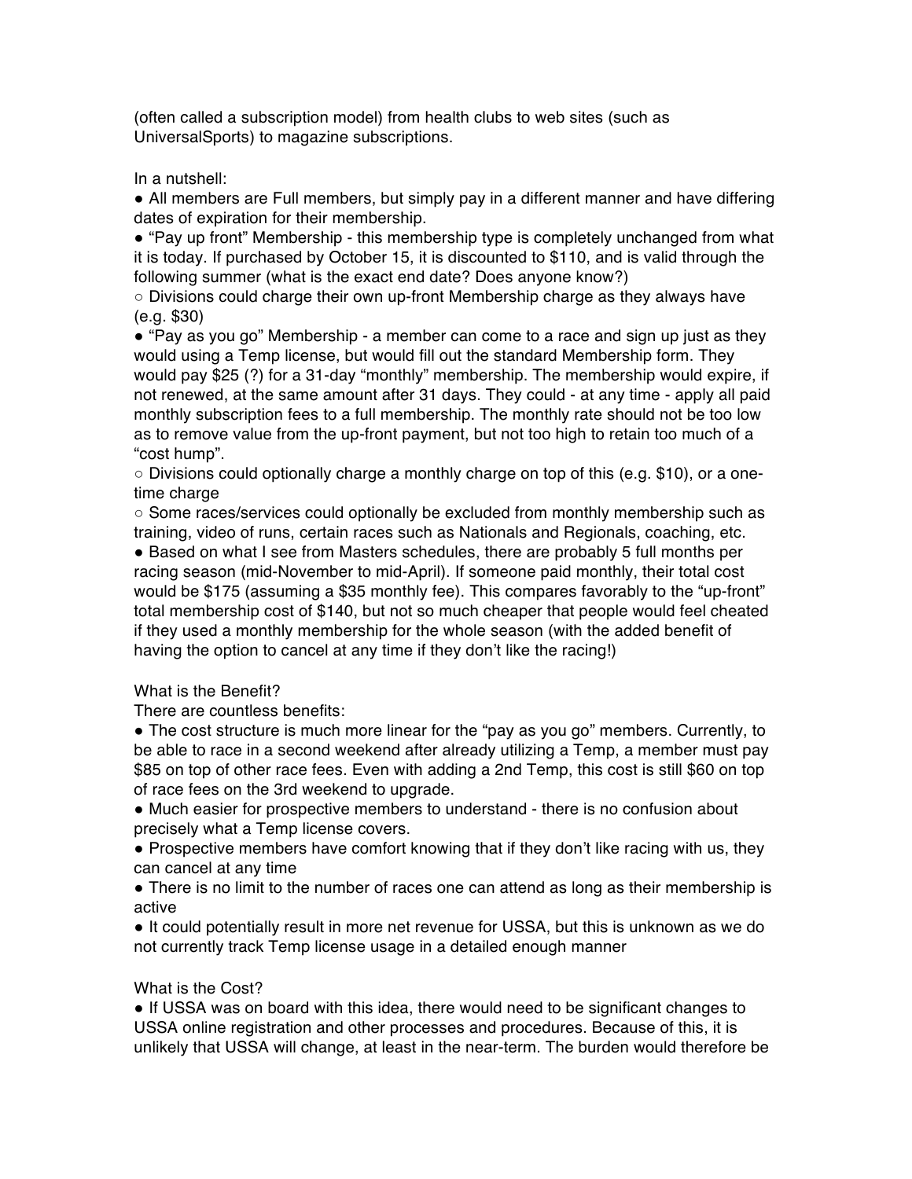(often called a subscription model) from health clubs to web sites (such as UniversalSports) to magazine subscriptions.

In a nutshell:

- All members are Full members, but simply pay in a different manner and have differing dates of expiration for their membership.
- "Pay up front" Membership - this membership type is completely unchanged from what it is today. If purchased by October 15, it is discounted to $110, and is valid through the following summer (what is the exact end date? Does anyone know?)
    - Divisions could charge their own up-front Membership charge as they always have (e.g. $30)
- "Pay as you go" Membership - a member can come to a race and sign up just as they would using a Temp license, but would fill out the standard Membership form. They would pay $25 (?) for a 31-day "monthly" membership. The membership would expire, if not renewed, at the same amount after 31 days. They could - at any time - apply all paid monthly subscription fees to a full membership. The monthly rate should not be too low as to remove value from the up-front payment, but not too high to retain too much of a "cost hump".
    - Divisions could optionally charge a monthly charge on top of this (e.g. $10), or a one-time charge
    - Some races/services could optionally be excluded from monthly membership such as training, video of runs, certain races such as Nationals and Regionals, coaching, etc.
- Based on what I see from Masters schedules, there are probably 5 full months per racing season (mid-November to mid-April). If someone paid monthly, their total cost would be $175 (assuming a $35 monthly fee). This compares favorably to the "up-front" total membership cost of $140, but not so much cheaper that people would feel cheated if they used a monthly membership for the whole season (with the added benefit of having the option to cancel at any time if they don't like the racing!)

What is the Benefit?

There are countless benefits:

- The cost structure is much more linear for the "pay as you go" members. Currently, to be able to race in a second weekend after already utilizing a Temp, a member must pay $85 on top of other race fees. Even with adding a 2nd Temp, this cost is still $60 on top of race fees on the 3rd weekend to upgrade.
- Much easier for prospective members to understand - there is no confusion about precisely what a Temp license covers.
- Prospective members have comfort knowing that if they don't like racing with us, they can cancel at any time
- There is no limit to the number of races one can attend as long as their membership is active
- It could potentially result in more net revenue for USSA, but this is unknown as we do not currently track Temp license usage in a detailed enough manner

What is the Cost?

- If USSA was on board with this idea, there would need to be significant changes to USSA online registration and other processes and procedures. Because of this, it is unlikely that USSA will change, at least in the near-term. The burden would therefore be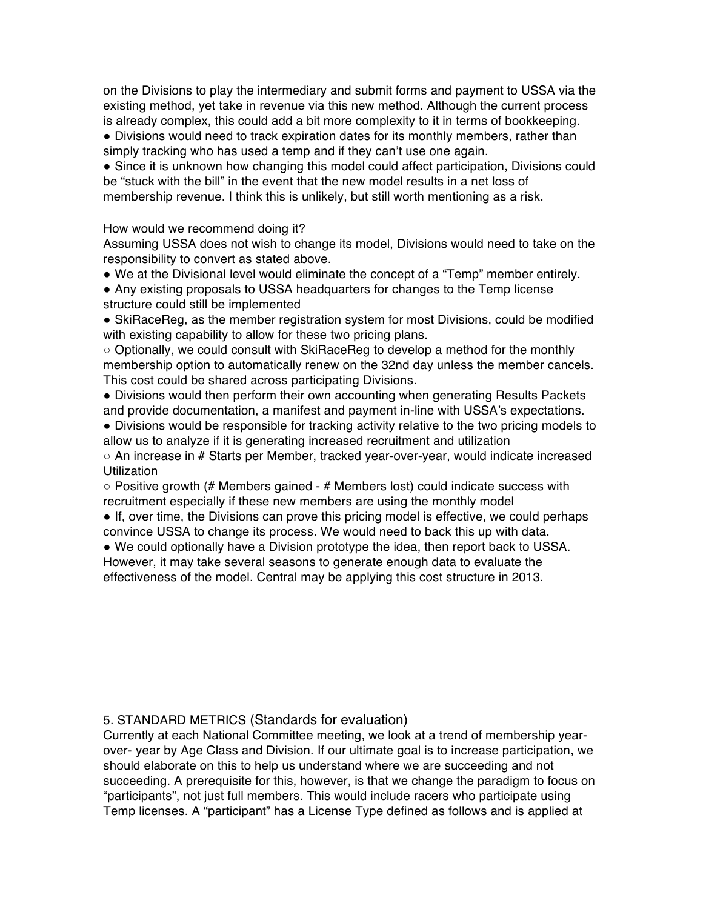on the Divisions to play the intermediary and submit forms and payment to USSA via the existing method, yet take in revenue via this new method. Although the current process is already complex, this could add a bit more complexity to it in terms of bookkeeping.

- Divisions would need to track expiration dates for its monthly members, rather than simply tracking who has used a temp and if they can't use one again.
- Since it is unknown how changing this model could affect participation, Divisions could be "stuck with the bill" in the event that the new model results in a net loss of membership revenue. I think this is unlikely, but still worth mentioning as a risk.

How would we recommend doing it?

Assuming USSA does not wish to change its model, Divisions would need to take on the responsibility to convert as stated above.

- We at the Divisional level would eliminate the concept of a "Temp" member entirely.
- Any existing proposals to USSA headquarters for changes to the Temp license structure could still be implemented
- SkiRaceReg, as the member registration system for most Divisions, could be modified with existing capability to allow for these two pricing plans.
  - Optionally, we could consult with SkiRaceReg to develop a method for the monthly membership option to automatically renew on the 32nd day unless the member cancels. This cost could be shared across participating Divisions.
- Divisions would then perform their own accounting when generating Results Packets and provide documentation, a manifest and payment in-line with USSA's expectations.
- Divisions would be responsible for tracking activity relative to the two pricing models to allow us to analyze if it is generating increased recruitment and utilization
  - An increase in # Starts per Member, tracked year-over-year, would indicate increased Utilization
  - Positive growth (# Members gained - # Members lost) could indicate success with recruitment especially if these new members are using the monthly model
- If, over time, the Divisions can prove this pricing model is effective, we could perhaps convince USSA to change its process. We would need to back this up with data.
- We could optionally have a Division prototype the idea, then report back to USSA. However, it may take several seasons to generate enough data to evaluate the effectiveness of the model. Central may be applying this cost structure in 2013.

## 5. STANDARD METRICS (Standards for evaluation)

Currently at each National Committee meeting, we look at a trend of membership year-over- year by Age Class and Division. If our ultimate goal is to increase participation, we should elaborate on this to help us understand where we are succeeding and not succeeding. A prerequisite for this, however, is that we change the paradigm to focus on "participants", not just full members. This would include racers who participate using Temp licenses. A "participant" has a License Type defined as follows and is applied at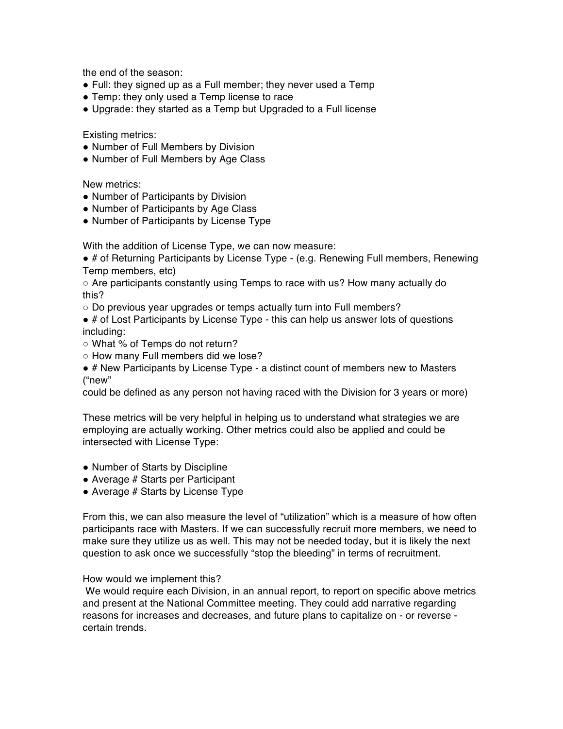the end of the season:

- Full: they signed up as a Full member; they never used a Temp
- Temp: they only used a Temp license to race
- Upgrade: they started as a Temp but Upgraded to a Full license

Existing metrics:

- Number of Full Members by Division
- Number of Full Members by Age Class

New metrics:

- Number of Participants by Division
- Number of Participants by Age Class
- Number of Participants by License Type

With the addition of License Type, we can now measure:

- # of Returning Participants by License Type - (e.g. Renewing Full members, Renewing Temp members, etc)
  - Are participants constantly using Temps to race with us? How many actually do this?
  - Do previous year upgrades or temps actually turn into Full members?
- # of Lost Participants by License Type - this can help us answer lots of questions including:
  - What % of Temps do not return?
  - How many Full members did we lose?
- # New Participants by License Type - a distinct count of members new to Masters ("new" could be defined as any person not having raced with the Division for 3 years or more)

These metrics will be very helpful in helping us to understand what strategies we are employing are actually working. Other metrics could also be applied and could be intersected with License Type:

- Number of Starts by Discipline
- Average # Starts per Participant
- Average # Starts by License Type

From this, we can also measure the level of "utilization" which is a measure of how often participants race with Masters. If we can successfully recruit more members, we need to make sure they utilize us as well. This may not be needed today, but it is likely the next question to ask once we successfully "stop the bleeding" in terms of recruitment.

How would we implement this?

We would require each Division, in an annual report, to report on specific above metrics and present at the National Committee meeting. They could add narrative regarding reasons for increases and decreases, and future plans to capitalize on - or reverse - certain trends.